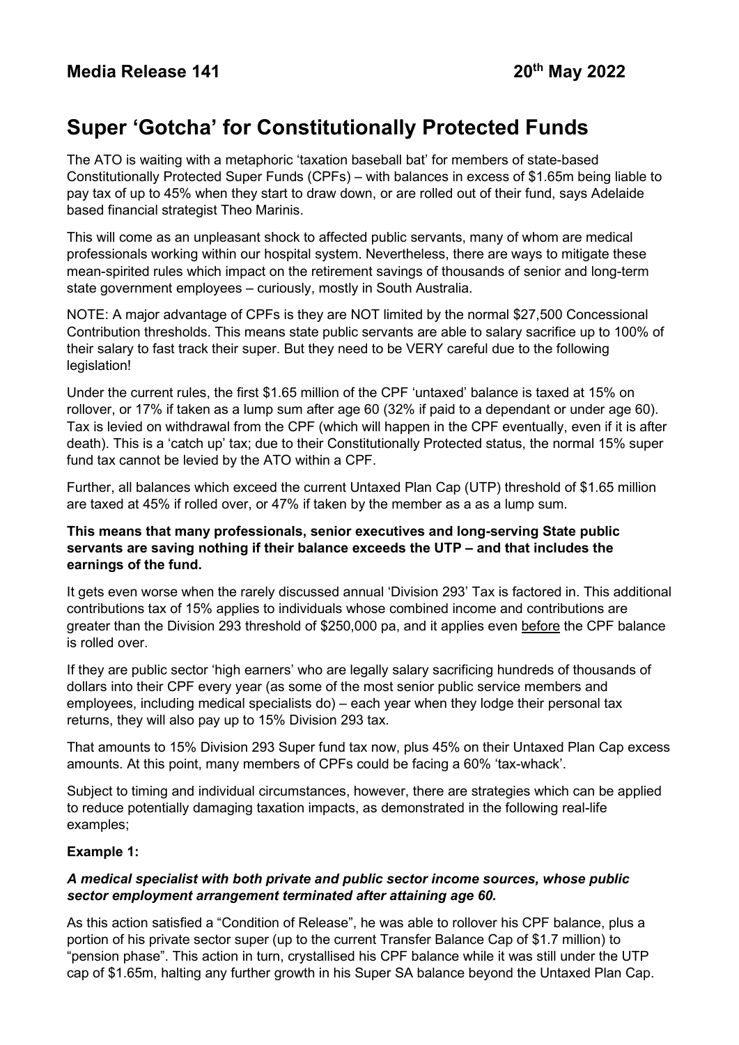**Media Release 141** **20th May 2022**

# Super 'Gotcha' for Constitutionally Protected Funds

The ATO is waiting with a metaphoric 'taxation baseball bat' for members of state-based Constitutionally Protected Super Funds (CPFs) – with balances in excess of $1.65m being liable to pay tax of up to 45% when they start to draw down, or are rolled out of their fund, says Adelaide based financial strategist Theo Marinis.

This will come as an unpleasant shock to affected public servants, many of whom are medical professionals working within our hospital system. Nevertheless, there are ways to mitigate these mean-spirited rules which impact on the retirement savings of thousands of senior and long-term state government employees – curiously, mostly in South Australia.

NOTE: A major advantage of CPFs is they are NOT limited by the normal $27,500 Concessional Contribution thresholds. This means state public servants are able to salary sacrifice up to 100% of their salary to fast track their super. But they need to be VERY careful due to the following legislation!

Under the current rules, the first $1.65 million of the CPF 'untaxed' balance is taxed at 15% on rollover, or 17% if taken as a lump sum after age 60 (32% if paid to a dependant or under age 60). Tax is levied on withdrawal from the CPF (which will happen in the CPF eventually, even if it is after death). This is a 'catch up' tax; due to their Constitutionally Protected status, the normal 15% super fund tax cannot be levied by the ATO within a CPF.

Further, all balances which exceed the current Untaxed Plan Cap (UTP) threshold of $1.65 million are taxed at 45% if rolled over, or 47% if taken by the member as a as a lump sum.

**This means that many professionals, senior executives and long-serving State public servants are saving nothing if their balance exceeds the UTP – and that includes the earnings of the fund.**

It gets even worse when the rarely discussed annual 'Division 293' Tax is factored in. This additional contributions tax of 15% applies to individuals whose combined income and contributions are greater than the Division 293 threshold of $250,000 pa, and it applies even before the CPF balance is rolled over.

If they are public sector 'high earners' who are legally salary sacrificing hundreds of thousands of dollars into their CPF every year (as some of the most senior public service members and employees, including medical specialists do) – each year when they lodge their personal tax returns, they will also pay up to 15% Division 293 tax.

That amounts to 15% Division 293 Super fund tax now, plus 45% on their Untaxed Plan Cap excess amounts. At this point, many members of CPFs could be facing a 60% 'tax-whack'.

Subject to timing and individual circumstances, however, there are strategies which can be applied to reduce potentially damaging taxation impacts, as demonstrated in the following real-life examples;

**Example 1:**

***A medical specialist with both private and public sector income sources, whose public sector employment arrangement terminated after attaining age 60.***

As this action satisfied a "Condition of Release", he was able to rollover his CPF balance, plus a portion of his private sector super (up to the current Transfer Balance Cap of $1.7 million) to "pension phase". This action in turn, crystallised his CPF balance while it was still under the UTP cap of $1.65m, halting any further growth in his Super SA balance beyond the Untaxed Plan Cap.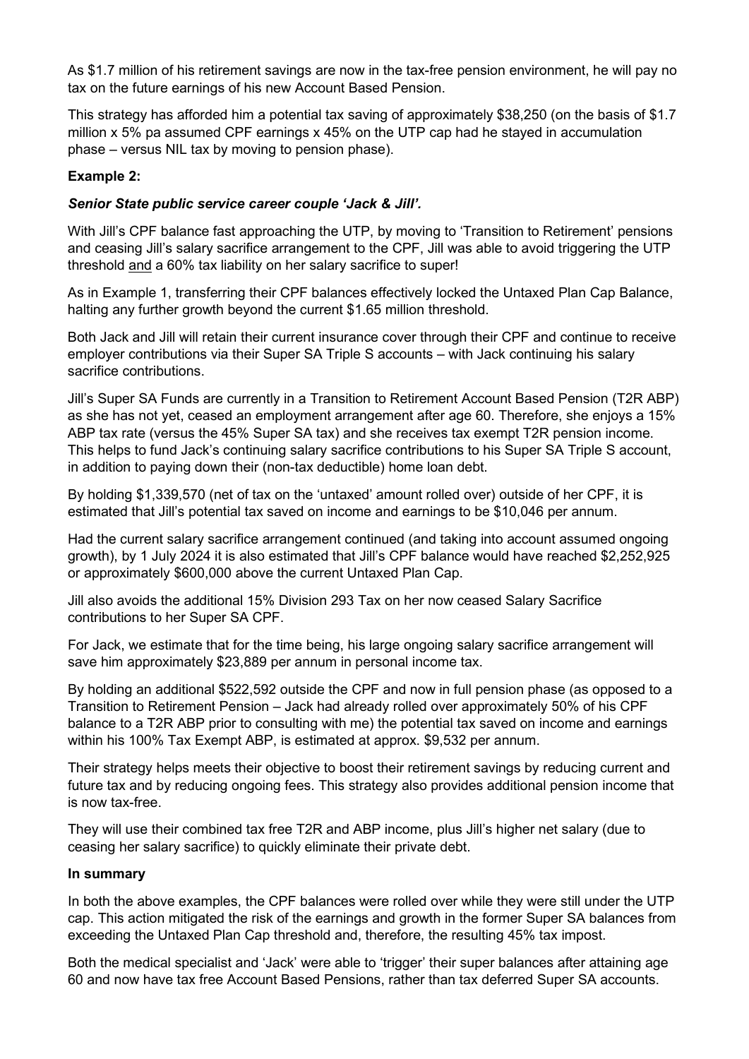As $1.7 million of his retirement savings are now in the tax-free pension environment, he will pay no tax on the future earnings of his new Account Based Pension.

This strategy has afforded him a potential tax saving of approximately $38,250 (on the basis of $1.7 million x 5% pa assumed CPF earnings x 45% on the UTP cap had he stayed in accumulation phase – versus NIL tax by moving to pension phase).

**Example 2:**

***Senior State public service career couple 'Jack & Jill'.***

With Jill's CPF balance fast approaching the UTP, by moving to 'Transition to Retirement' pensions and ceasing Jill's salary sacrifice arrangement to the CPF, Jill was able to avoid triggering the UTP threshold <u>and</u> a 60% tax liability on her salary sacrifice to super!

As in Example 1, transferring their CPF balances effectively locked the Untaxed Plan Cap Balance, halting any further growth beyond the current $1.65 million threshold.

Both Jack and Jill will retain their current insurance cover through their CPF and continue to receive employer contributions via their Super SA Triple S accounts – with Jack continuing his salary sacrifice contributions.

Jill's Super SA Funds are currently in a Transition to Retirement Account Based Pension (T2R ABP) as she has not yet, ceased an employment arrangement after age 60. Therefore, she enjoys a 15% ABP tax rate (versus the 45% Super SA tax) and she receives tax exempt T2R pension income. This helps to fund Jack's continuing salary sacrifice contributions to his Super SA Triple S account, in addition to paying down their (non-tax deductible) home loan debt.

By holding $1,339,570 (net of tax on the 'untaxed' amount rolled over) outside of her CPF, it is estimated that Jill's potential tax saved on income and earnings to be $10,046 per annum.

Had the current salary sacrifice arrangement continued (and taking into account assumed ongoing growth), by 1 July 2024 it is also estimated that Jill's CPF balance would have reached $2,252,925 or approximately $600,000 above the current Untaxed Plan Cap.

Jill also avoids the additional 15% Division 293 Tax on her now ceased Salary Sacrifice contributions to her Super SA CPF.

For Jack, we estimate that for the time being, his large ongoing salary sacrifice arrangement will save him approximately $23,889 per annum in personal income tax.

By holding an additional $522,592 outside the CPF and now in full pension phase (as opposed to a Transition to Retirement Pension – Jack had already rolled over approximately 50% of his CPF balance to a T2R ABP prior to consulting with me) the potential tax saved on income and earnings within his 100% Tax Exempt ABP, is estimated at approx. $9,532 per annum.

Their strategy helps meets their objective to boost their retirement savings by reducing current and future tax and by reducing ongoing fees. This strategy also provides additional pension income that is now tax-free.

They will use their combined tax free T2R and ABP income, plus Jill's higher net salary (due to ceasing her salary sacrifice) to quickly eliminate their private debt.

**In summary**

In both the above examples, the CPF balances were rolled over while they were still under the UTP cap. This action mitigated the risk of the earnings and growth in the former Super SA balances from exceeding the Untaxed Plan Cap threshold and, therefore, the resulting 45% tax impost.

Both the medical specialist and 'Jack' were able to 'trigger' their super balances after attaining age 60 and now have tax free Account Based Pensions, rather than tax deferred Super SA accounts.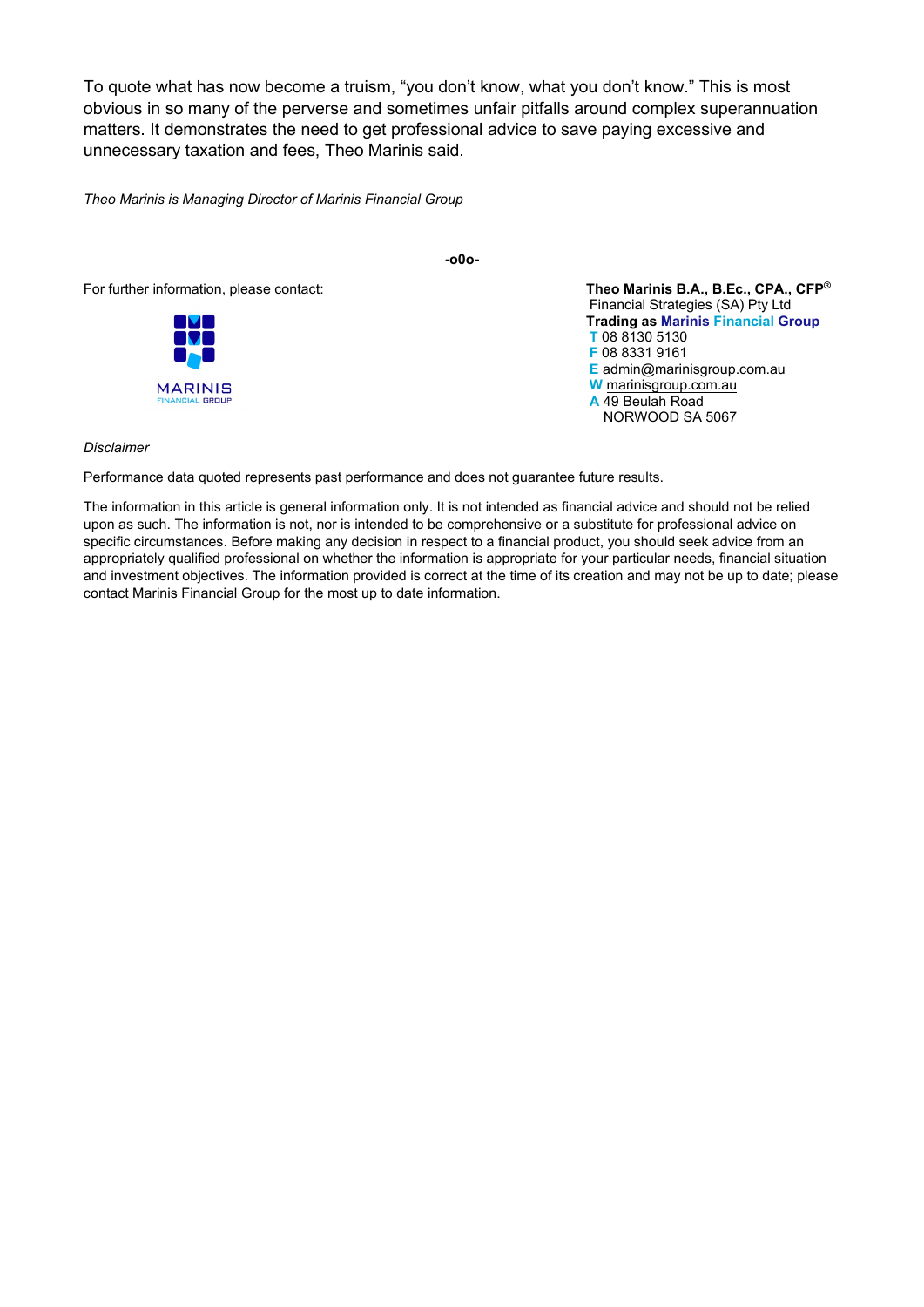To quote what has now become a truism, "you don't know, what you don't know." This is most obvious in so many of the perverse and sometimes unfair pitfalls around complex superannuation matters. It demonstrates the need to get professional advice to save paying excessive and unnecessary taxation and fees, Theo Marinis said.

*Theo Marinis is Managing Director of Marinis Financial Group*

**-o0o-**

For further information, please contact:

MARINIS
FINANCIAL GROUP

**Theo Marinis B.A., B.Ec., CPA., CFP®**
Financial Strategies (SA) Pty Ltd
**Trading as Marinis Financial Group**
T 08 8130 5130
F 08 8331 9161
E admin@marinisgroup.com.au
W marinisgroup.com.au
A 49 Beulah Road
NORWOOD SA 5067

*Disclaimer*

Performance data quoted represents past performance and does not guarantee future results.

The information in this article is general information only. It is not intended as financial advice and should not be relied upon as such. The information is not, nor is intended to be comprehensive or a substitute for professional advice on specific circumstances. Before making any decision in respect to a financial product, you should seek advice from an appropriately qualified professional on whether the information is appropriate for your particular needs, financial situation and investment objectives. The information provided is correct at the time of its creation and may not be up to date; please contact Marinis Financial Group for the most up to date information.